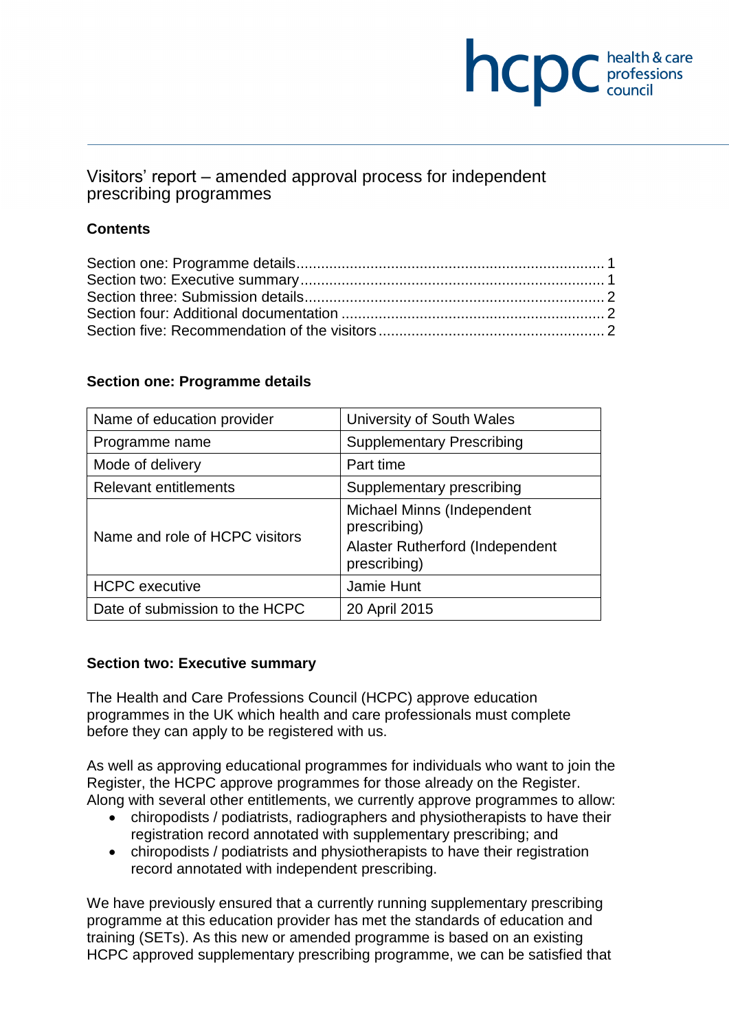# Visitors' report – amended approval process for independent prescribing programmes

## Contents

Section one: Programme details .......................................................................... 1
Section two: Executive summary ......................................................................... 1
Section three: Submission details ........................................................................ 2
Section four: Additional documentation ................................................................ 2
Section five: Recommendation of the visitors ...................................................... 2

## Section one: Programme details

| Name of education provider | University of South Wales |
|---|---|
| Programme name | Supplementary Prescribing |
| Mode of delivery | Part time |
| Relevant entitlements | Supplementary prescribing |
| Name and role of HCPC visitors | Michael Minns (Independent prescribing)<br>Alaster Rutherford (Independent prescribing) |
| HCPC executive | Jamie Hunt |
| Date of submission to the HCPC | 20 April 2015 |

## Section two: Executive summary

The Health and Care Professions Council (HCPC) approve education programmes in the UK which health and care professionals must complete before they can apply to be registered with us.

As well as approving educational programmes for individuals who want to join the Register, the HCPC approve programmes for those already on the Register. Along with several other entitlements, we currently approve programmes to allow:

- chiropodists / podiatrists, radiographers and physiotherapists to have their registration record annotated with supplementary prescribing; and
- chiropodists / podiatrists and physiotherapists to have their registration record annotated with independent prescribing.

We have previously ensured that a currently running supplementary prescribing programme at this education provider has met the standards of education and training (SETs). As this new or amended programme is based on an existing HCPC approved supplementary prescribing programme, we can be satisfied that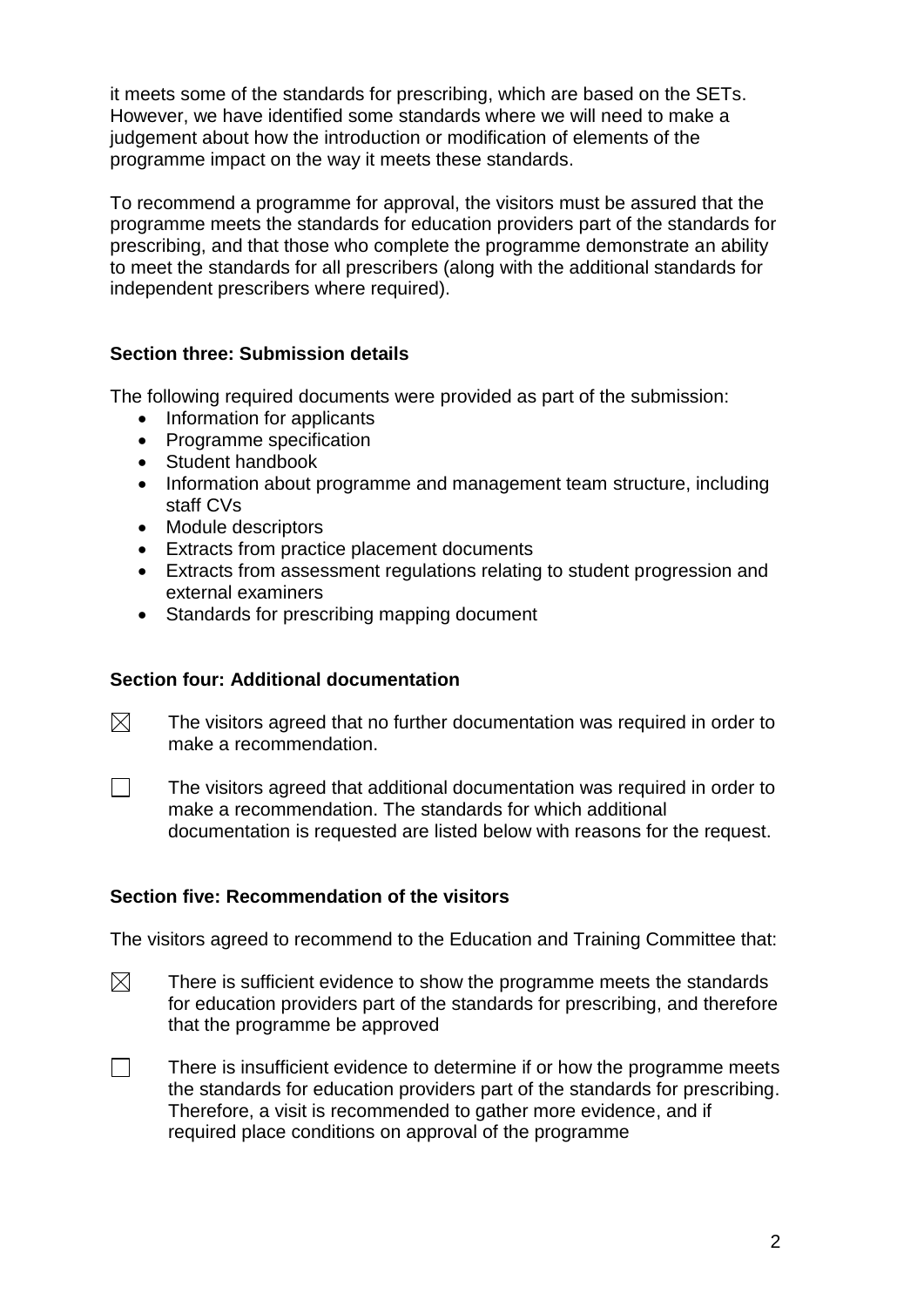it meets some of the standards for prescribing, which are based on the SETs. However, we have identified some standards where we will need to make a judgement about how the introduction or modification of elements of the programme impact on the way it meets these standards.

To recommend a programme for approval, the visitors must be assured that the programme meets the standards for education providers part of the standards for prescribing, and that those who complete the programme demonstrate an ability to meet the standards for all prescribers (along with the additional standards for independent prescribers where required).

**Section three: Submission details**

The following required documents were provided as part of the submission:

- Information for applicants
- Programme specification
- Student handbook
- Information about programme and management team structure, including staff CVs
- Module descriptors
- Extracts from practice placement documents
- Extracts from assessment regulations relating to student progression and external examiners
- Standards for prescribing mapping document

**Section four: Additional documentation**

☒ The visitors agreed that no further documentation was required in order to make a recommendation.

☐ The visitors agreed that additional documentation was required in order to make a recommendation. The standards for which additional documentation is requested are listed below with reasons for the request.

**Section five: Recommendation of the visitors**

The visitors agreed to recommend to the Education and Training Committee that:

☒ There is sufficient evidence to show the programme meets the standards for education providers part of the standards for prescribing, and therefore that the programme be approved

☐ There is insufficient evidence to determine if or how the programme meets the standards for education providers part of the standards for prescribing. Therefore, a visit is recommended to gather more evidence, and if required place conditions on approval of the programme